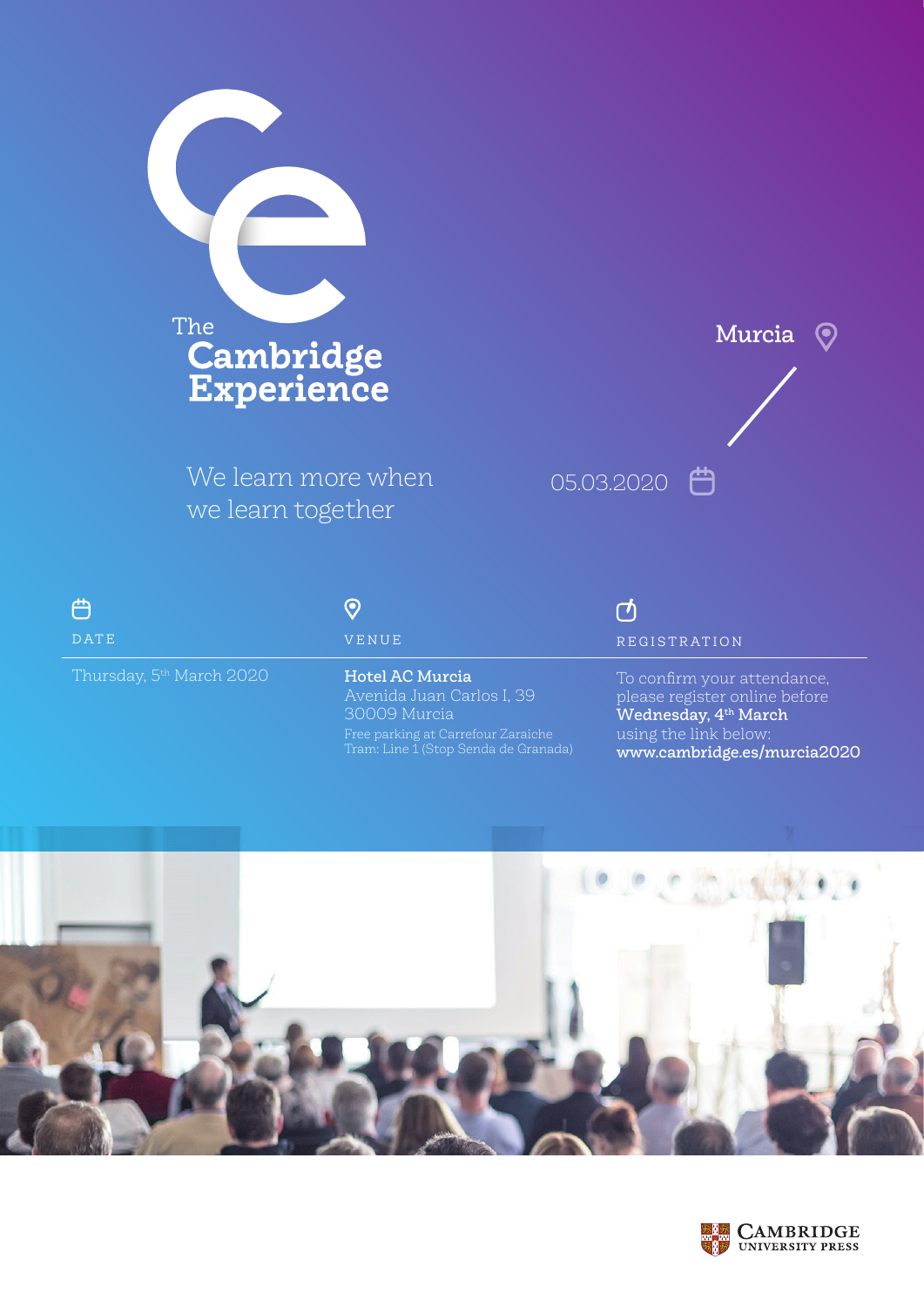# The Cambridge Experience

We learn more when we learn together

Murcia

05.03.2020

**DATE**

Thursday, 5th March 2020

**VENUE**

**Hotel AC Murcia**
Avenida Juan Carlos I, 39
30009 Murcia
Free parking at Carrefour Zaraiche
Tram: Line 1 (Stop Senda de Granada)

**REGISTRATION**

To confirm your attendance, please register online before **Wednesday, 4th March** using the link below:
**www.cambridge.es/murcia2020**

Cambridge University Press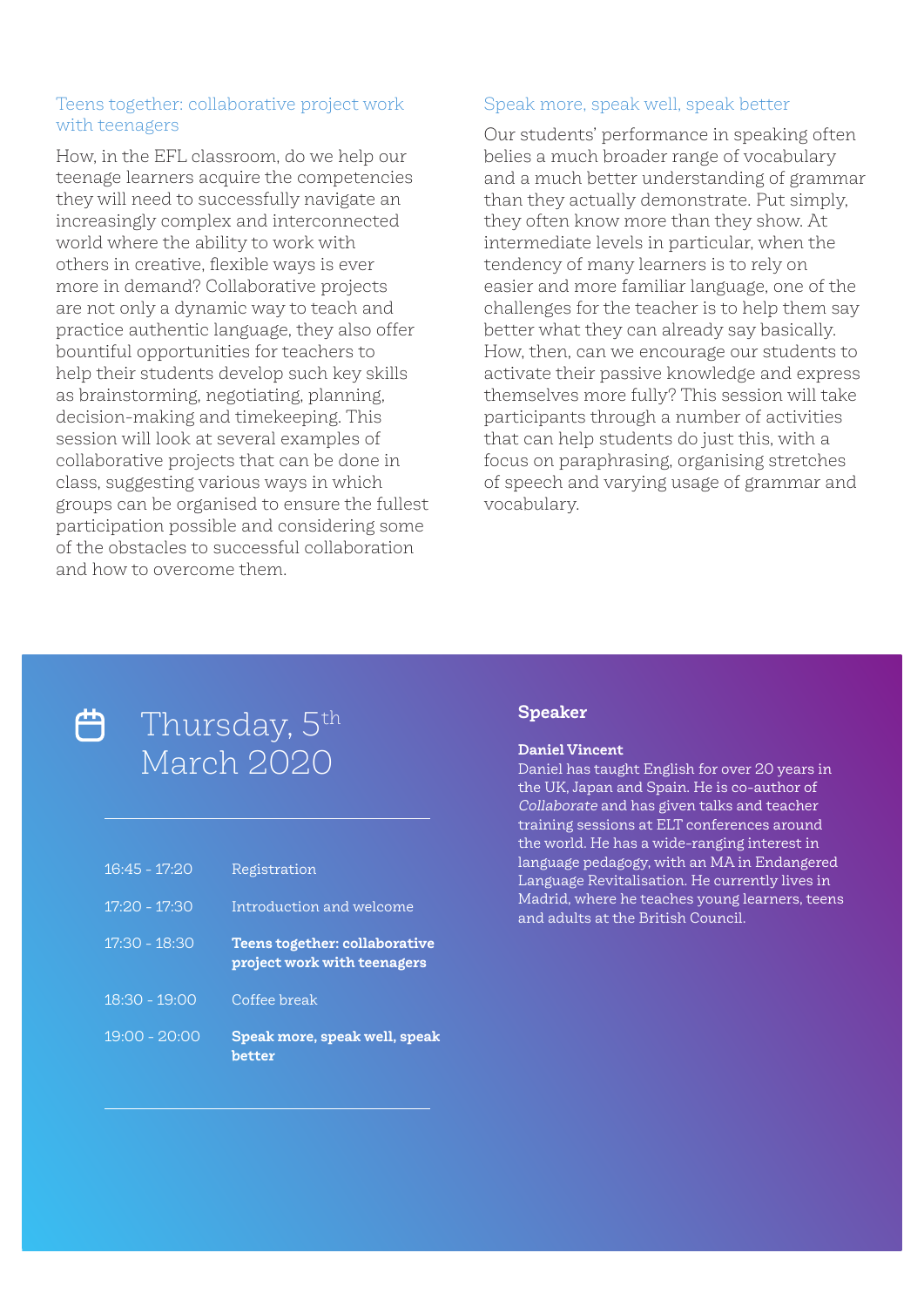## Teens together: collaborative project work with teenagers

How, in the EFL classroom, do we help our teenage learners acquire the competencies they will need to successfully navigate an increasingly complex and interconnected world where the ability to work with others in creative, flexible ways is ever more in demand? Collaborative projects are not only a dynamic way to teach and practice authentic language, they also offer bountiful opportunities for teachers to help their students develop such key skills as brainstorming, negotiating, planning, decision-making and timekeeping. This session will look at several examples of collaborative projects that can be done in class, suggesting various ways in which groups can be organised to ensure the fullest participation possible and considering some of the obstacles to successful collaboration and how to overcome them.

## Speak more, speak well, speak better

Our students' performance in speaking often belies a much broader range of vocabulary and a much better understanding of grammar than they actually demonstrate. Put simply, they often know more than they show. At intermediate levels in particular, when the tendency of many learners is to rely on easier and more familiar language, one of the challenges for the teacher is to help them say better what they can already say basically. How, then, can we encourage our students to activate their passive knowledge and express themselves more fully? This session will take participants through a number of activities that can help students do just this, with a focus on paraphrasing, organising stretches of speech and varying usage of grammar and vocabulary.

## Thursday, 5th March 2020

| | |
|---|---|
| 16:45 - 17:20 | Registration |
| 17:20 - 17:30 | Introduction and welcome |
| 17:30 - 18:30 | **Teens together: collaborative project work with teenagers** |
| 18:30 - 19:00 | Coffee break |
| 19:00 - 20:00 | **Speak more, speak well, speak better** |

### Speaker

**Daniel Vincent**

Daniel has taught English for over 20 years in the UK, Japan and Spain. He is co-author of *Collaborate* and has given talks and teacher training sessions at ELT conferences around the world. He has a wide-ranging interest in language pedagogy, with an MA in Endangered Language Revitalisation. He currently lives in Madrid, where he teaches young learners, teens and adults at the British Council.